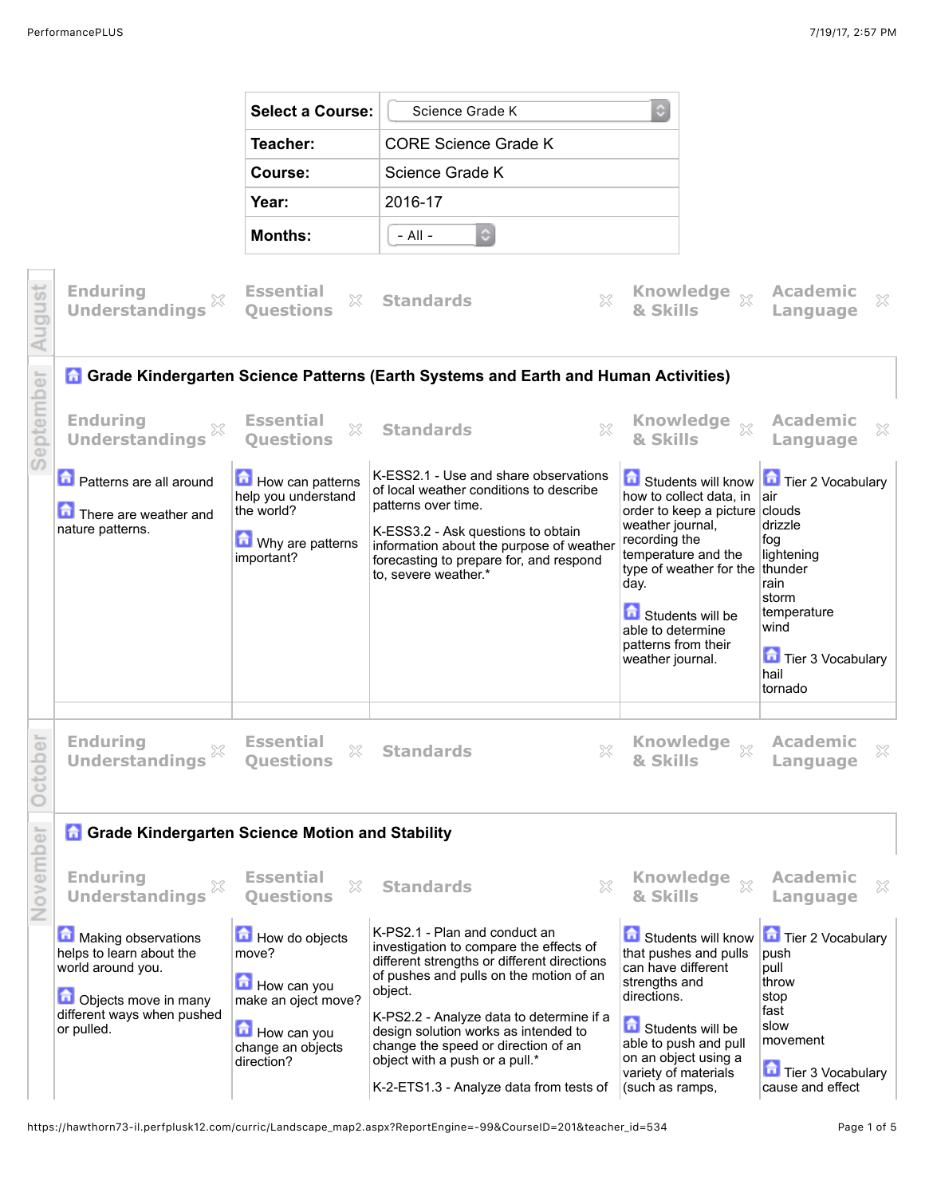| Select a Course: | Science Grade K |
| --- | --- |
| Teacher: | CORE Science Grade K |
| Course: | Science Grade K |
| Year: | 2016-17 |
| Months: | - All - |

## August

| Enduring Understandings | Essential Questions | Standards | Knowledge & Skills | Academic Language |
| --- | --- | --- | --- | --- |

## September

### Grade Kindergarten Science Patterns (Earth Systems and Earth and Human Activities)

| Enduring Understandings | Essential Questions | Standards | Knowledge & Skills | Academic Language |
| --- | --- | --- | --- | --- |
| Patterns are all around<br><br>There are weather and nature patterns. | How can patterns help you understand the world?<br><br>Why are patterns important? | K-ESS2.1 - Use and share observations of local weather conditions to describe patterns over time.<br><br>K-ESS3.2 - Ask questions to obtain information about the purpose of weather forecasting to prepare for, and respond to, severe weather.* | Students will know how to collect data, in order to keep a picture weather journal, recording the temperature and the type of weather for the day.<br><br>Students will be able to determine patterns from their weather journal. | Tier 2 Vocabulary<br>air<br>clouds<br>drizzle<br>fog<br>lightening<br>thunder<br>rain<br>storm<br>temperature<br>wind<br><br>Tier 3 Vocabulary<br>hail<br>tornado |

## October

| Enduring Understandings | Essential Questions | Standards | Knowledge & Skills | Academic Language |
| --- | --- | --- | --- | --- |

## November

### Grade Kindergarten Science Motion and Stability

| Enduring Understandings | Essential Questions | Standards | Knowledge & Skills | Academic Language |
| --- | --- | --- | --- | --- |
| Making observations helps to learn about the world around you.<br><br>Objects move in many different ways when pushed or pulled. | How do objects move?<br><br>How can you make an oject move?<br><br>How can you change an objects direction? | K-PS2.1 - Plan and conduct an investigation to compare the effects of different strengths or different directions of pushes and pulls on the motion of an object.<br><br>K-PS2.2 - Analyze data to determine if a design solution works as intended to change the speed or direction of an object with a push or a pull.*<br><br>K-2-ETS1.3 - Analyze data from tests of | Students will know that pushes and pulls can have different strengths and directions.<br><br>Students will be able to push and pull on an object using a variety of materials (such as ramps, | Tier 2 Vocabulary<br>push<br>pull<br>throw<br>stop<br>fast<br>slow<br>movement<br><br>Tier 3 Vocabulary<br>cause and effect |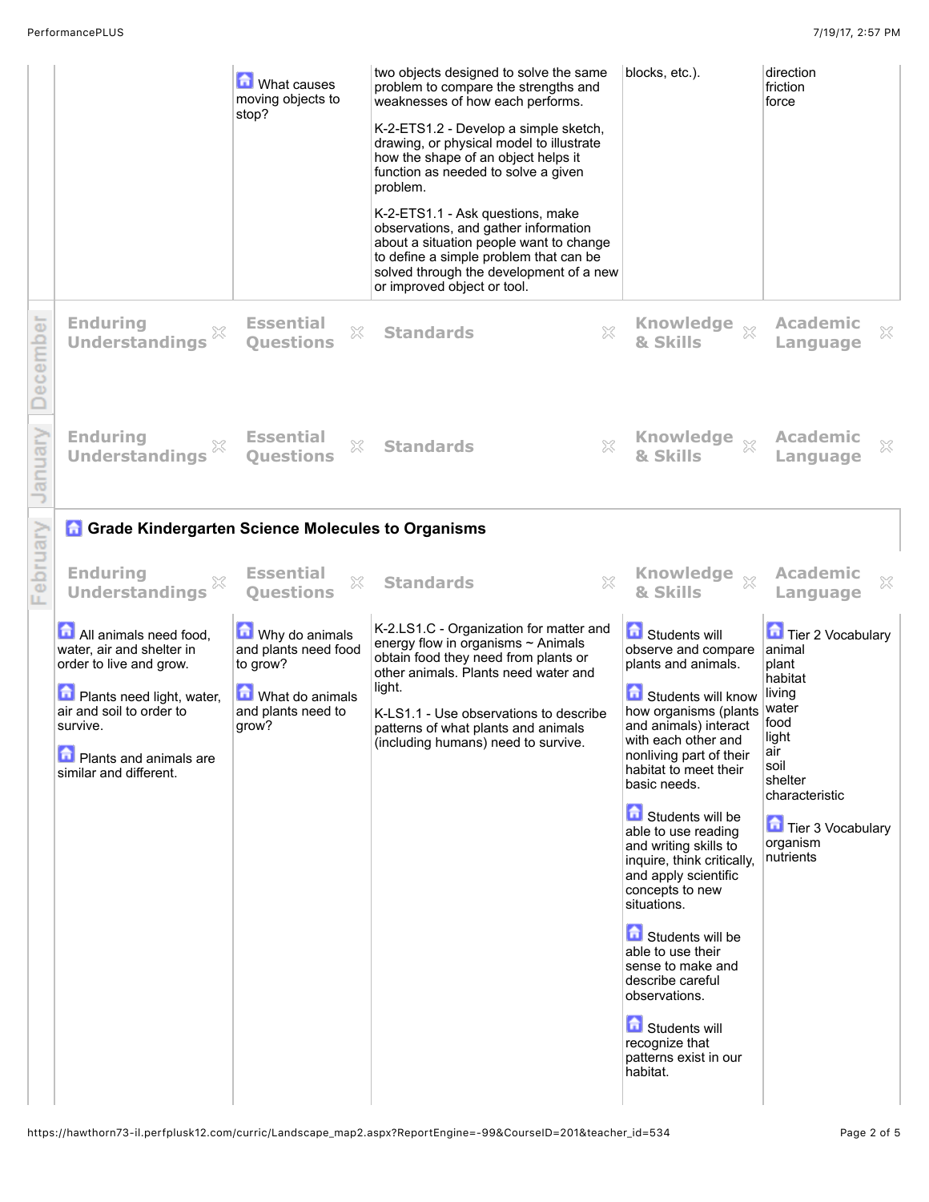| | | | | |
|---|---|---|---|---|
| | What causes moving objects to stop? | two objects designed to solve the same problem to compare the strengths and weaknesses of how each performs.<br><br>K-2-ETS1.2 - Develop a simple sketch, drawing, or physical model to illustrate how the shape of an object helps it function as needed to solve a given problem.<br><br>K-2-ETS1.1 - Ask questions, make observations, and gather information about a situation people want to change to define a simple problem that can be solved through the development of a new or improved object or tool. | blocks, etc.). | direction<br>friction<br>force |

December

| Enduring Understandings | Essential Questions | Standards | Knowledge & Skills | Academic Language |
|---|---|---|---|---|

January

| Enduring Understandings | Essential Questions | Standards | Knowledge & Skills | Academic Language |
|---|---|---|---|---|

February

## Grade Kindergarten Science Molecules to Organisms

| Enduring Understandings | Essential Questions | Standards | Knowledge & Skills | Academic Language |
|---|---|---|---|---|
| All animals need food, water, air and shelter in order to live and grow.<br><br>Plants need light, water, air and soil to order to survive.<br><br>Plants and animals are similar and different. | Why do animals and plants need food to grow?<br><br>What do animals and plants need to grow? | K-2.LS1.C - Organization for matter and energy flow in organisms ~ Animals obtain food they need from plants or other animals. Plants need water and light.<br><br>K-LS1.1 - Use observations to describe patterns of what plants and animals (including humans) need to survive. | Students will observe and compare plants and animals.<br><br>Students will know how organisms (plants and animals) interact with each other and nonliving part of their habitat to meet their basic needs.<br><br>Students will be able to use reading and writing skills to inquire, think critically, and apply scientific concepts to new situations.<br><br>Students will be able to use their sense to make and describe careful observations.<br><br>Students will recognize that patterns exist in our habitat. | Tier 2 Vocabulary<br>animal<br>plant<br>habitat<br>living<br>water<br>food<br>light<br>air<br>soil<br>shelter<br>characteristic<br><br>Tier 3 Vocabulary<br>organism<br>nutrients |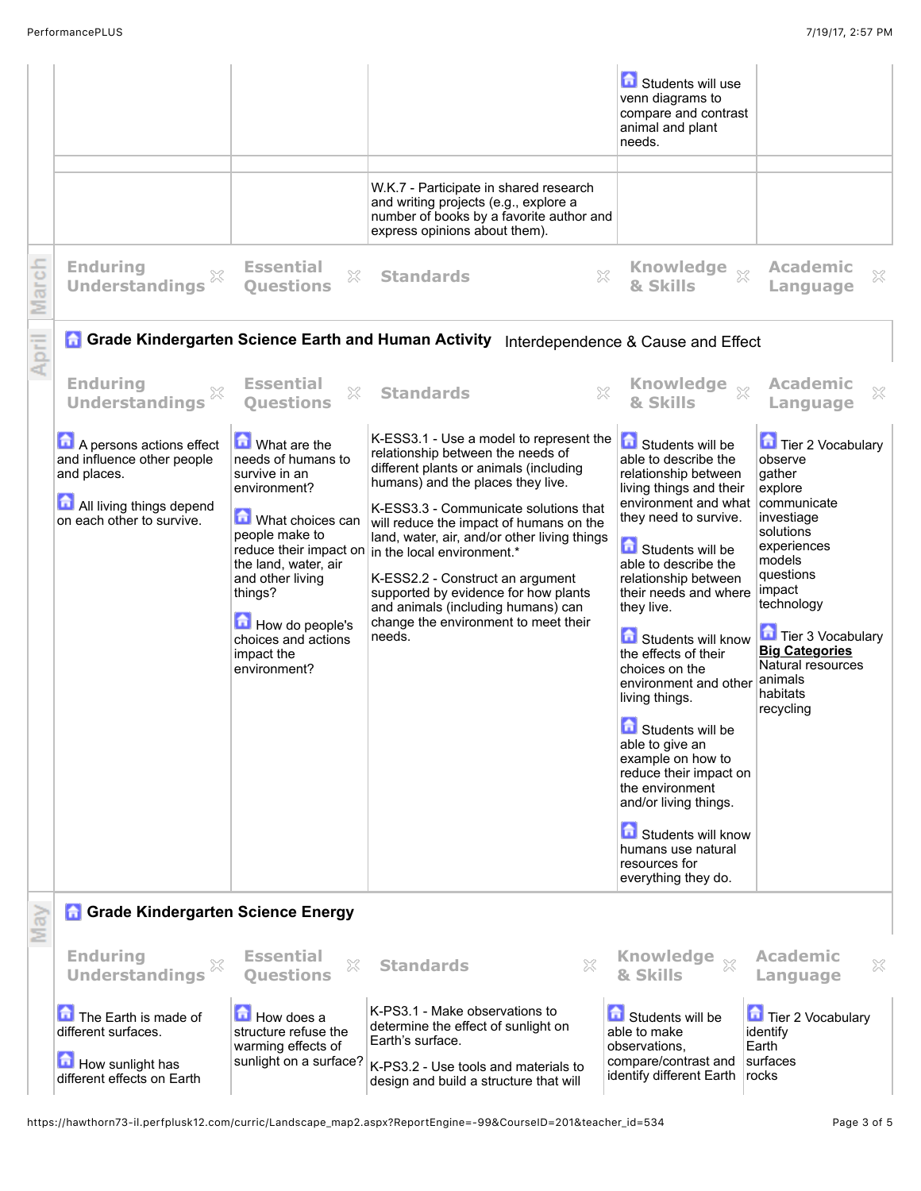| | | | | |
|---|---|---|---|---|
| | | | Students will use venn diagrams to compare and contrast animal and plant needs. | |
| | | | | |
| | | W.K.7 - Participate in shared research and writing projects (e.g., explore a number of books by a favorite author and express opinions about them). | | |

**March**

| Enduring Understandings | Essential Questions | Standards | Knowledge & Skills | Academic Language |
|---|---|---|---|---|

**April**

## Grade Kindergarten Science Earth and Human Activity

Interdependence & Cause and Effect

| Enduring Understandings | Essential Questions | Standards | Knowledge & Skills | Academic Language |
|---|---|---|---|---|
| A persons actions effect and influence other people and places.<br><br>All living things depend on each other to survive. | What are the needs of humans to survive in an environment?<br><br>What choices can people make to reduce their impact on the land, water, air and other living things?<br><br>How do people's choices and actions impact the environment? | K-ESS3.1 - Use a model to represent the relationship between the needs of different plants or animals (including humans) and the places they live.<br><br>K-ESS3.3 - Communicate solutions that will reduce the impact of humans on the land, water, air, and/or other living things in the local environment.*<br><br>K-ESS2.2 - Construct an argument supported by evidence for how plants and animals (including humans) can change the environment to meet their needs. | Students will be able to describe the relationship between living things and their environment and what they need to survive.<br><br>Students will be able to describe the relationship between their needs and where they live.<br><br>Students will know the effects of their choices on the environment and other living things.<br><br>Students will be able to give an example on how to reduce their impact on the environment and/or living things.<br><br>Students will know humans use natural resources for everything they do. | Tier 2 Vocabulary<br>observe<br>gather<br>explore<br>communicate<br>investiage<br>solutions<br>experiences<br>models<br>questions<br>impact<br>technology<br><br>Tier 3 Vocabulary<br>**Big Categories**<br>Natural resources<br>animals<br>habitats<br>recycling |

**May**

## Grade Kindergarten Science Energy

| Enduring Understandings | Essential Questions | Standards | Knowledge & Skills | Academic Language |
|---|---|---|---|---|
| The Earth is made of different surfaces.<br><br>How sunlight has different effects on Earth | How does a structure refuse the warming effects of sunlight on a surface? | K-PS3.1 - Make observations to determine the effect of sunlight on Earth's surface.<br><br>K-PS3.2 - Use tools and materials to design and build a structure that will | Students will be able to make observations, compare/contrast and identify different Earth | Tier 2 Vocabulary<br>identify<br>Earth<br>surfaces<br>rocks |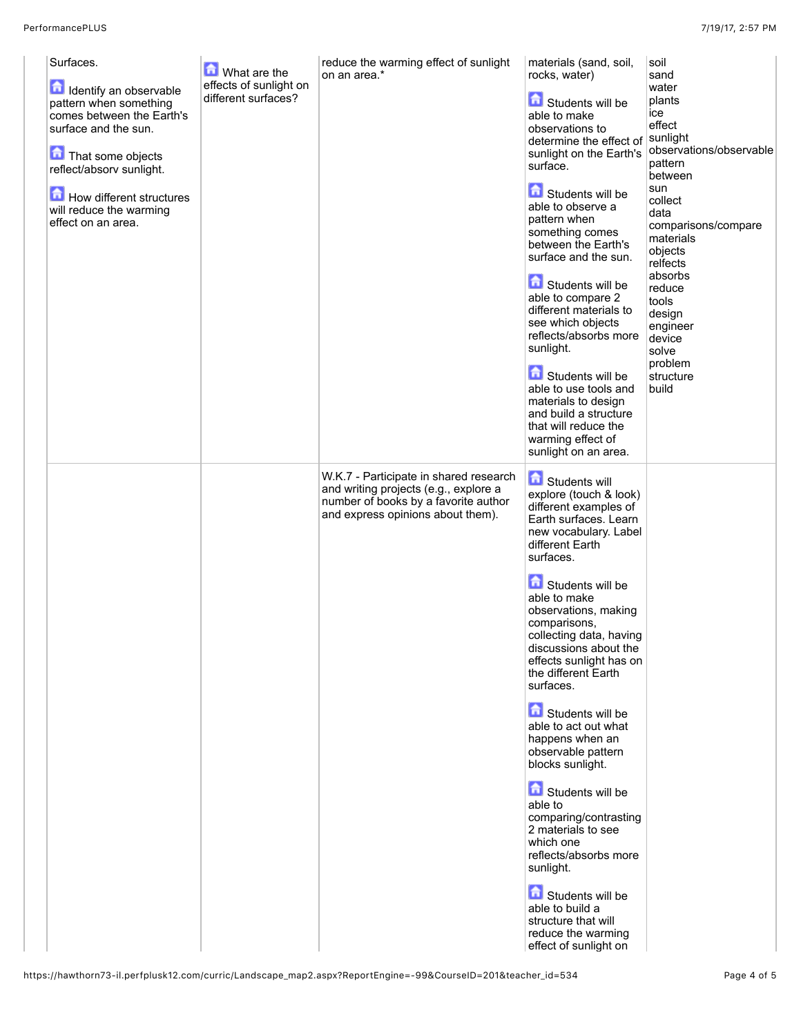| | | | | |
|---|---|---|---|---|
| Surfaces.<br><br>Identify an observable pattern when something comes between the Earth's surface and the sun.<br><br>That some objects reflect/absorv sunlight.<br><br>How different structures will reduce the warming effect on an area. | What are the effects of sunlight on different surfaces? | reduce the warming effect of sunlight on an area.* | materials (sand, soil, rocks, water)<br><br>Students will be able to make observations to determine the effect of sunlight on the Earth's surface.<br><br>Students will be able to observe a pattern when something comes between the Earth's surface and the sun.<br><br>Students will be able to compare 2 different materials to see which objects reflects/absorbs more sunlight.<br><br>Students will be able to use tools and materials to design and build a structure that will reduce the warming effect of sunlight on an area. | soil<br>sand<br>water<br>plants<br>ice<br>effect<br>sunlight<br>observations/observable<br>pattern<br>between<br>sun<br>collect<br>data<br>comparisons/compare<br>materials<br>objects<br>relfects<br>absorbs<br>reduce<br>tools<br>design<br>engineer<br>device<br>solve<br>problem<br>structure<br>build |
| | | W.K.7 - Participate in shared research and writing projects (e.g., explore a number of books by a favorite author and express opinions about them). | Students will explore (touch & look) different examples of Earth surfaces. Learn new vocabulary. Label different Earth surfaces.<br><br>Students will be able to make observations, making comparisons, collecting data, having discussions about the effects sunlight has on the different Earth surfaces.<br><br>Students will be able to act out what happens when an observable pattern blocks sunlight.<br><br>Students will be able to comparing/contrasting 2 materials to see which one reflects/absorbs more sunlight.<br><br>Students will be able to build a structure that will reduce the warming effect of sunlight on | |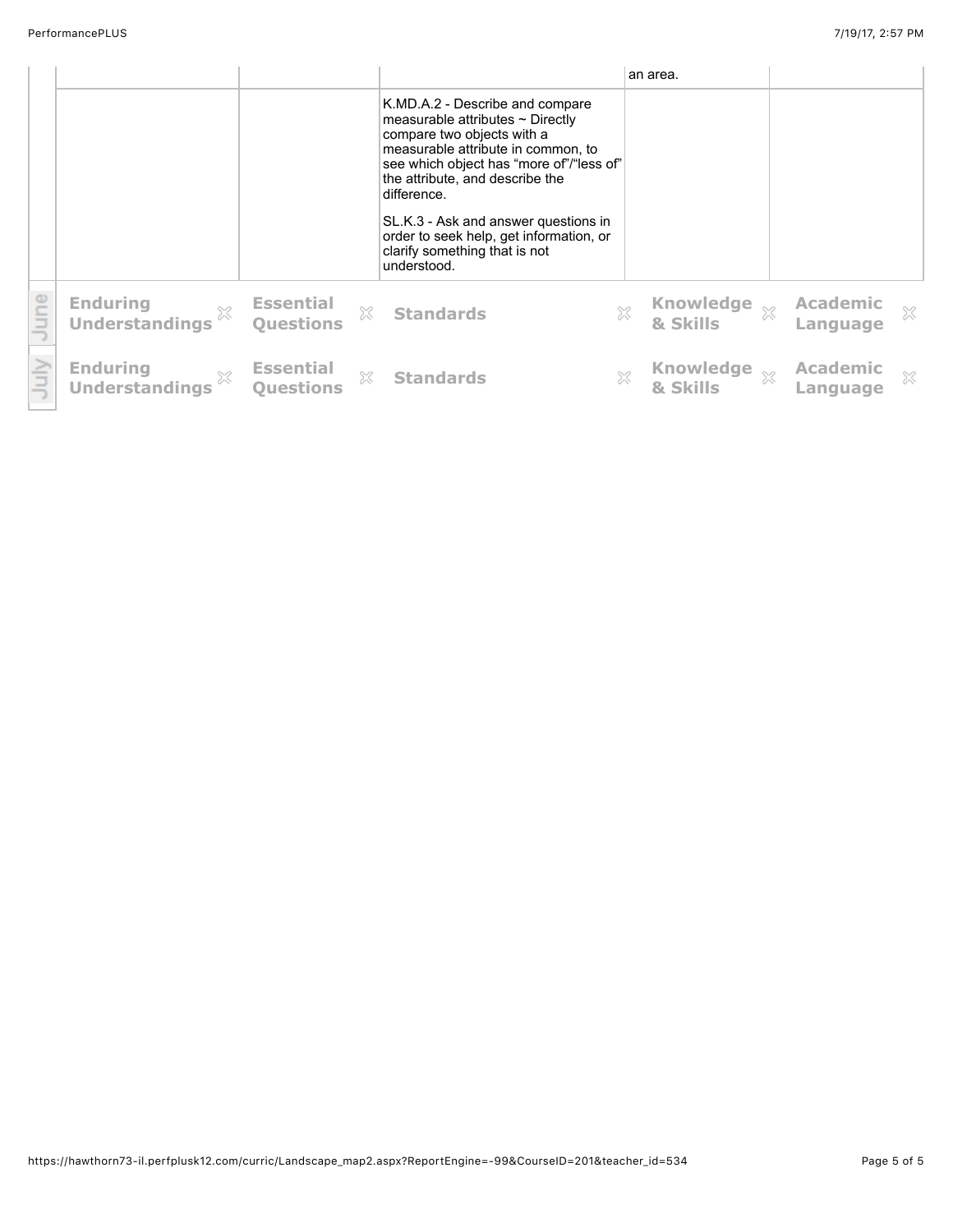| | | | | | |
|---|---|---|---|---|---|
| | | | | an area. | |
| | | | K.MD.A.2 - Describe and compare measurable attributes ~ Directly compare two objects with a measurable attribute in common, to see which object has "more of"/"less of" the attribute, and describe the difference.<br><br>SL.K.3 - Ask and answer questions in order to seek help, get information, or clarify something that is not understood. | | |
| June | Enduring Understandings | Essential Questions | Standards | Knowledge & Skills | Academic Language |
| July | Enduring Understandings | Essential Questions | Standards | Knowledge & Skills | Academic Language |